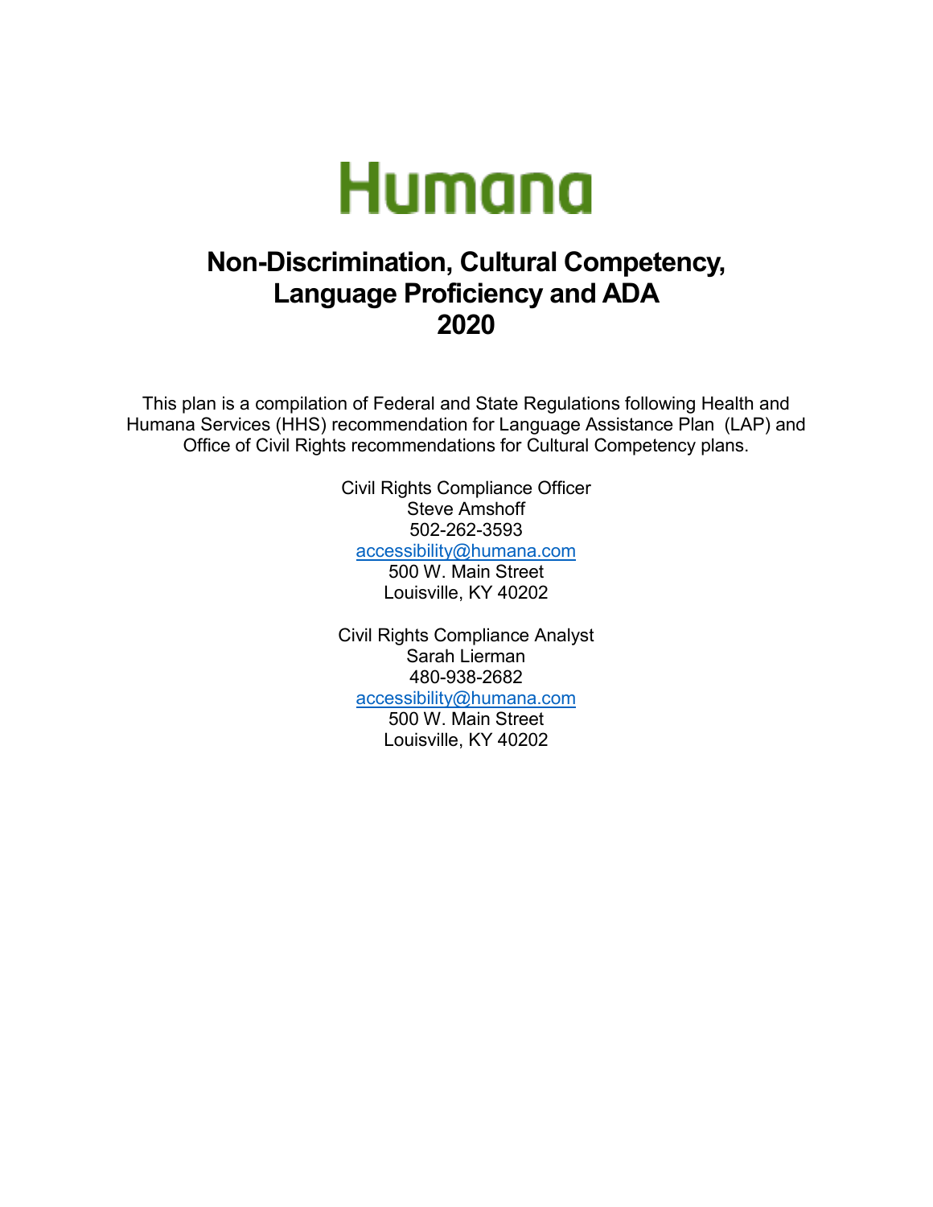# Humana

## Non-Discrimination, Cultural Competency, Language Proficiency and ADA 2020

This plan is a compilation of Federal and State Regulations following Health and Humana Services (HHS) recommendation for Language Assistance Plan (LAP) and Office of Civil Rights recommendations for Cultural Competency plans.

Civil Rights Compliance Officer
Steve Amshoff
502-262-3593
accessibility@humana.com
500 W. Main Street
Louisville, KY 40202

Civil Rights Compliance Analyst
Sarah Lierman
480-938-2682
accessibility@humana.com
500 W. Main Street
Louisville, KY 40202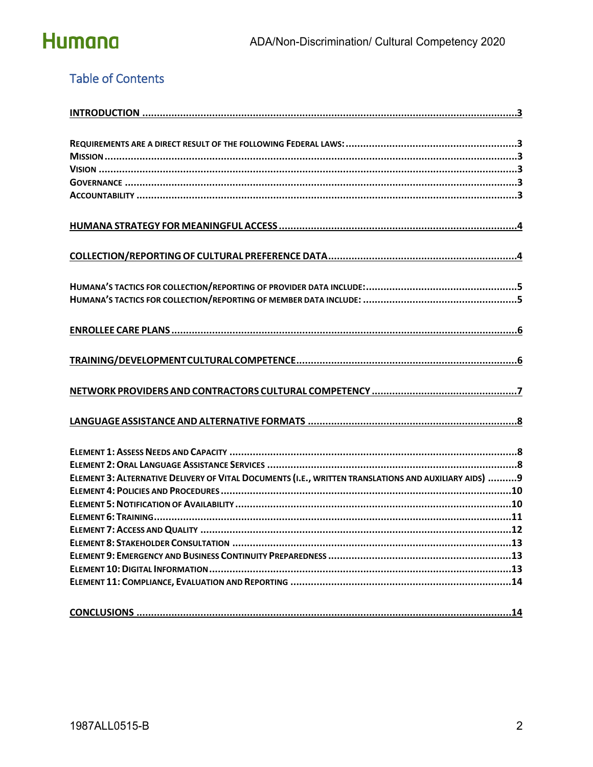## Table of Contents

**INTRODUCTION** ... 3

- REQUIREMENTS ARE A DIRECT RESULT OF THE FOLLOWING FEDERAL LAWS: ... 3
- MISSION ... 3
- VISION ... 3
- GOVERNANCE ... 3
- ACCOUNTABILITY ... 3

**HUMANA STRATEGY FOR MEANINGFUL ACCESS** ... 4

**COLLECTION/REPORTING OF CULTURAL PREFERENCE DATA** ... 4

- HUMANA'S TACTICS FOR COLLECTION/REPORTING OF PROVIDER DATA INCLUDE: ... 5
- HUMANA'S TACTICS FOR COLLECTION/REPORTING OF MEMBER DATA INCLUDE: ... 5

**ENROLLEE CARE PLANS** ... 6

**TRAINING/DEVELOPMENT CULTURAL COMPETENCE** ... 6

**NETWORK PROVIDERS AND CONTRACTORS CULTURAL COMPETENCY** ... 7

**LANGUAGE ASSISTANCE AND ALTERNATIVE FORMATS** ... 8

- ELEMENT 1: ASSESS NEEDS AND CAPACITY ... 8
- ELEMENT 2: ORAL LANGUAGE ASSISTANCE SERVICES ... 8
- ELEMENT 3: ALTERNATIVE DELIVERY OF VITAL DOCUMENTS (I.E., WRITTEN TRANSLATIONS AND AUXILIARY AIDS) ... 9
- ELEMENT 4: POLICIES AND PROCEDURES ... 10
- ELEMENT 5: NOTIFICATION OF AVAILABILITY ... 10
- ELEMENT 6: TRAINING ... 11
- ELEMENT 7: ACCESS AND QUALITY ... 12
- ELEMENT 8: STAKEHOLDER CONSULTATION ... 13
- ELEMENT 9: EMERGENCY AND BUSINESS CONTINUITY PREPAREDNESS ... 13
- ELEMENT 10: DIGITAL INFORMATION ... 13
- ELEMENT 11: COMPLIANCE, EVALUATION AND REPORTING ... 14

**CONCLUSIONS** ... 14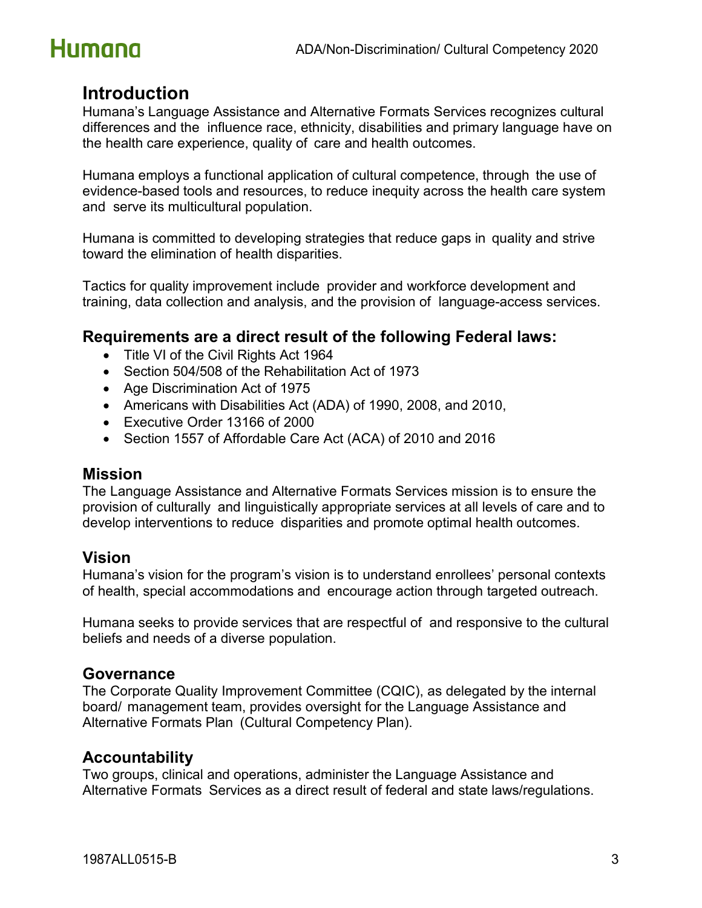## Introduction

Humana's Language Assistance and Alternative Formats Services recognizes cultural differences and the influence race, ethnicity, disabilities and primary language have on the health care experience, quality of care and health outcomes.

Humana employs a functional application of cultural competence, through the use of evidence-based tools and resources, to reduce inequity across the health care system and serve its multicultural population.

Humana is committed to developing strategies that reduce gaps in quality and strive toward the elimination of health disparities.

Tactics for quality improvement include provider and workforce development and training, data collection and analysis, and the provision of language-access services.

### Requirements are a direct result of the following Federal laws:

- Title VI of the Civil Rights Act 1964
- Section 504/508 of the Rehabilitation Act of 1973
- Age Discrimination Act of 1975
- Americans with Disabilities Act (ADA) of 1990, 2008, and 2010,
- Executive Order 13166 of 2000
- Section 1557 of Affordable Care Act (ACA) of 2010 and 2016

### Mission

The Language Assistance and Alternative Formats Services mission is to ensure the provision of culturally and linguistically appropriate services at all levels of care and to develop interventions to reduce disparities and promote optimal health outcomes.

### Vision

Humana's vision for the program's vision is to understand enrollees' personal contexts of health, special accommodations and encourage action through targeted outreach.

Humana seeks to provide services that are respectful of and responsive to the cultural beliefs and needs of a diverse population.

### Governance

The Corporate Quality Improvement Committee (CQIC), as delegated by the internal board/ management team, provides oversight for the Language Assistance and Alternative Formats Plan (Cultural Competency Plan).

### Accountability

Two groups, clinical and operations, administer the Language Assistance and Alternative Formats Services as a direct result of federal and state laws/regulations.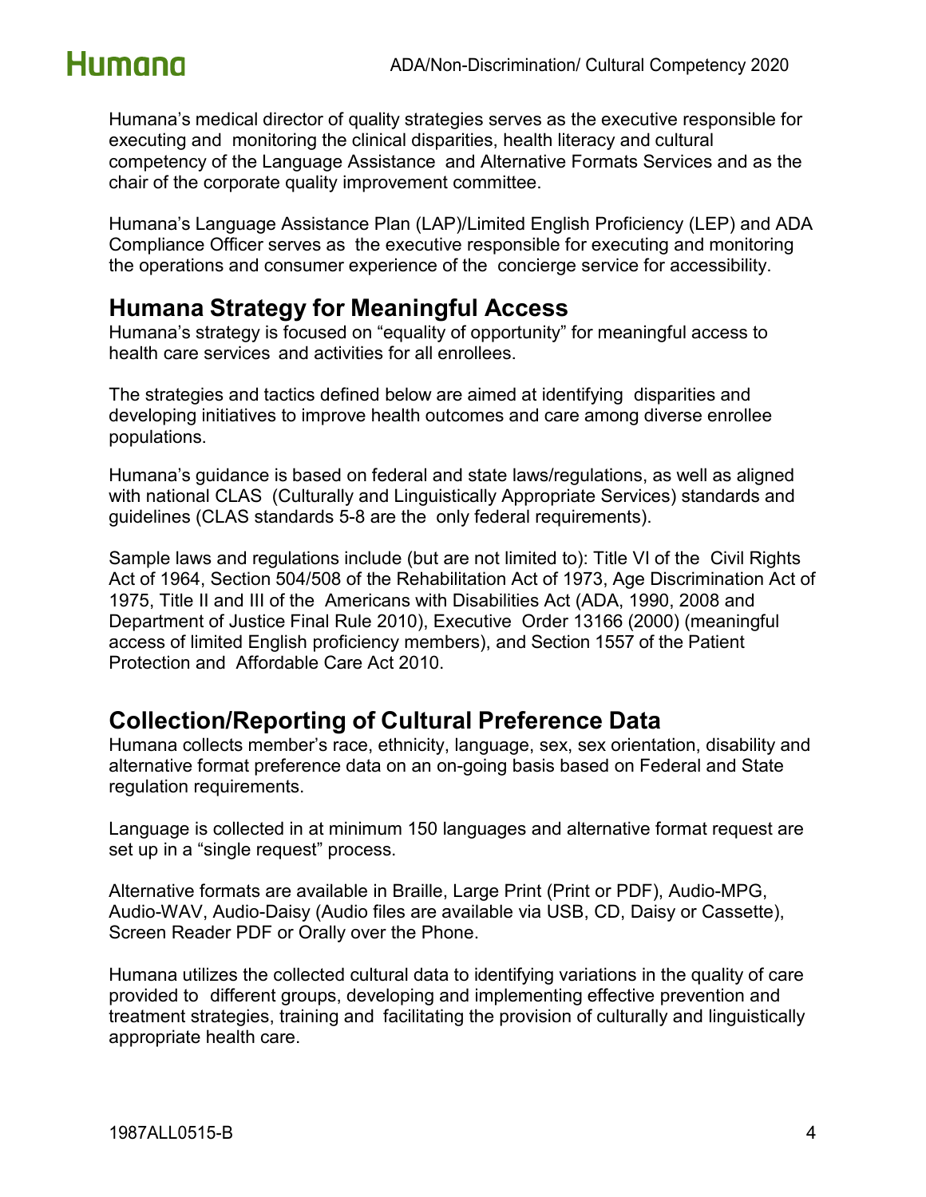Humana's medical director of quality strategies serves as the executive responsible for executing and monitoring the clinical disparities, health literacy and cultural competency of the Language Assistance and Alternative Formats Services and as the chair of the corporate quality improvement committee.

Humana's Language Assistance Plan (LAP)/Limited English Proficiency (LEP) and ADA Compliance Officer serves as the executive responsible for executing and monitoring the operations and consumer experience of the concierge service for accessibility.

## Humana Strategy for Meaningful Access

Humana's strategy is focused on "equality of opportunity" for meaningful access to health care services and activities for all enrollees.

The strategies and tactics defined below are aimed at identifying disparities and developing initiatives to improve health outcomes and care among diverse enrollee populations.

Humana's guidance is based on federal and state laws/regulations, as well as aligned with national CLAS (Culturally and Linguistically Appropriate Services) standards and guidelines (CLAS standards 5-8 are the only federal requirements).

Sample laws and regulations include (but are not limited to): Title VI of the Civil Rights Act of 1964, Section 504/508 of the Rehabilitation Act of 1973, Age Discrimination Act of 1975, Title II and III of the Americans with Disabilities Act (ADA, 1990, 2008 and Department of Justice Final Rule 2010), Executive Order 13166 (2000) (meaningful access of limited English proficiency members), and Section 1557 of the Patient Protection and Affordable Care Act 2010.

## Collection/Reporting of Cultural Preference Data

Humana collects member's race, ethnicity, language, sex, sex orientation, disability and alternative format preference data on an on-going basis based on Federal and State regulation requirements.

Language is collected in at minimum 150 languages and alternative format request are set up in a "single request" process.

Alternative formats are available in Braille, Large Print (Print or PDF), Audio-MPG, Audio-WAV, Audio-Daisy (Audio files are available via USB, CD, Daisy or Cassette), Screen Reader PDF or Orally over the Phone.

Humana utilizes the collected cultural data to identifying variations in the quality of care provided to different groups, developing and implementing effective prevention and treatment strategies, training and facilitating the provision of culturally and linguistically appropriate health care.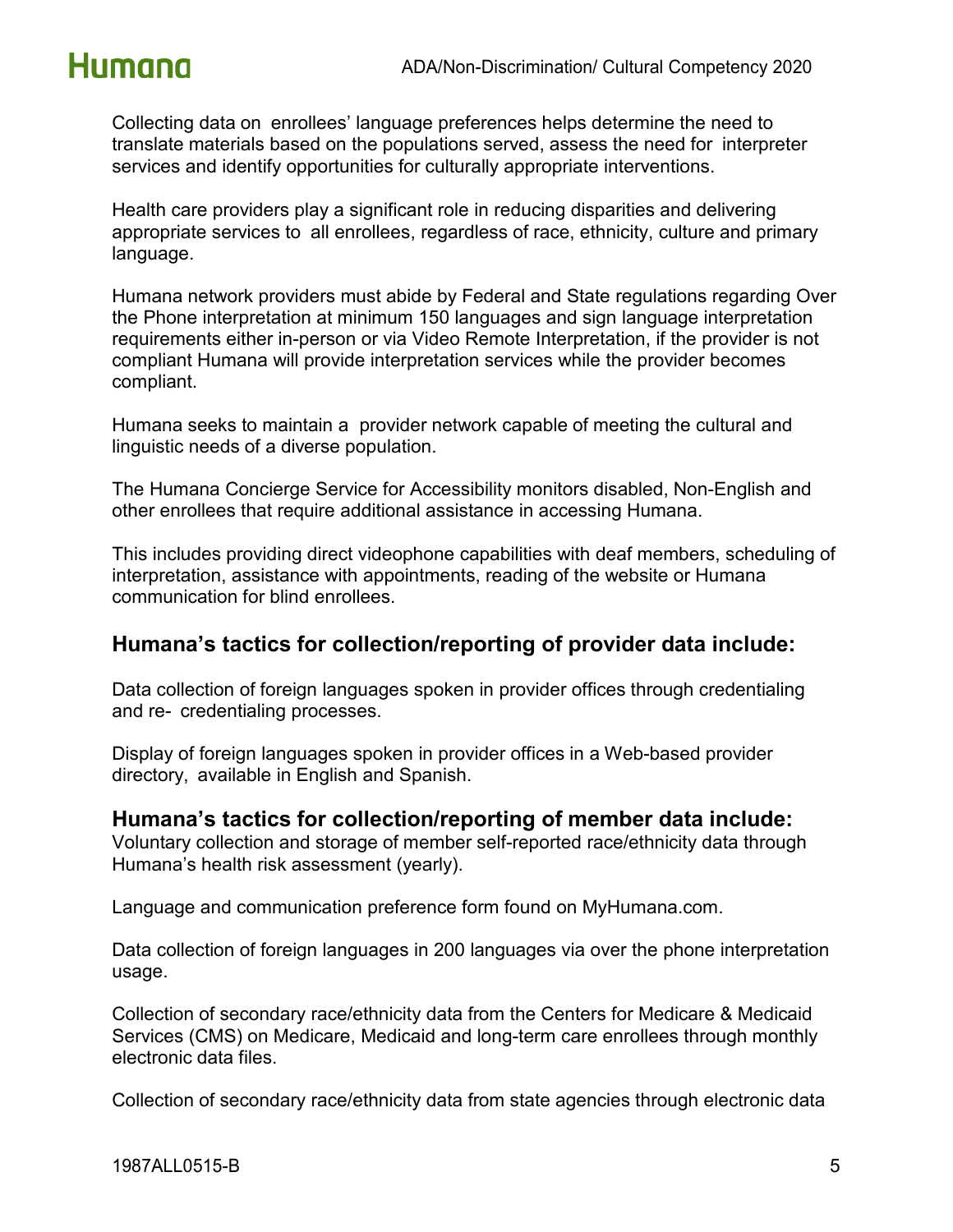Collecting data on enrollees' language preferences helps determine the need to translate materials based on the populations served, assess the need for interpreter services and identify opportunities for culturally appropriate interventions.

Health care providers play a significant role in reducing disparities and delivering appropriate services to all enrollees, regardless of race, ethnicity, culture and primary language.

Humana network providers must abide by Federal and State regulations regarding Over the Phone interpretation at minimum 150 languages and sign language interpretation requirements either in-person or via Video Remote Interpretation, if the provider is not compliant Humana will provide interpretation services while the provider becomes compliant.

Humana seeks to maintain a provider network capable of meeting the cultural and linguistic needs of a diverse population.

The Humana Concierge Service for Accessibility monitors disabled, Non-English and other enrollees that require additional assistance in accessing Humana.

This includes providing direct videophone capabilities with deaf members, scheduling of interpretation, assistance with appointments, reading of the website or Humana communication for blind enrollees.

## Humana's tactics for collection/reporting of provider data include:

Data collection of foreign languages spoken in provider offices through credentialing and re- credentialing processes.

Display of foreign languages spoken in provider offices in a Web-based provider directory, available in English and Spanish.

## Humana's tactics for collection/reporting of member data include:

Voluntary collection and storage of member self-reported race/ethnicity data through Humana's health risk assessment (yearly).

Language and communication preference form found on MyHumana.com.

Data collection of foreign languages in 200 languages via over the phone interpretation usage.

Collection of secondary race/ethnicity data from the Centers for Medicare & Medicaid Services (CMS) on Medicare, Medicaid and long-term care enrollees through monthly electronic data files.

Collection of secondary race/ethnicity data from state agencies through electronic data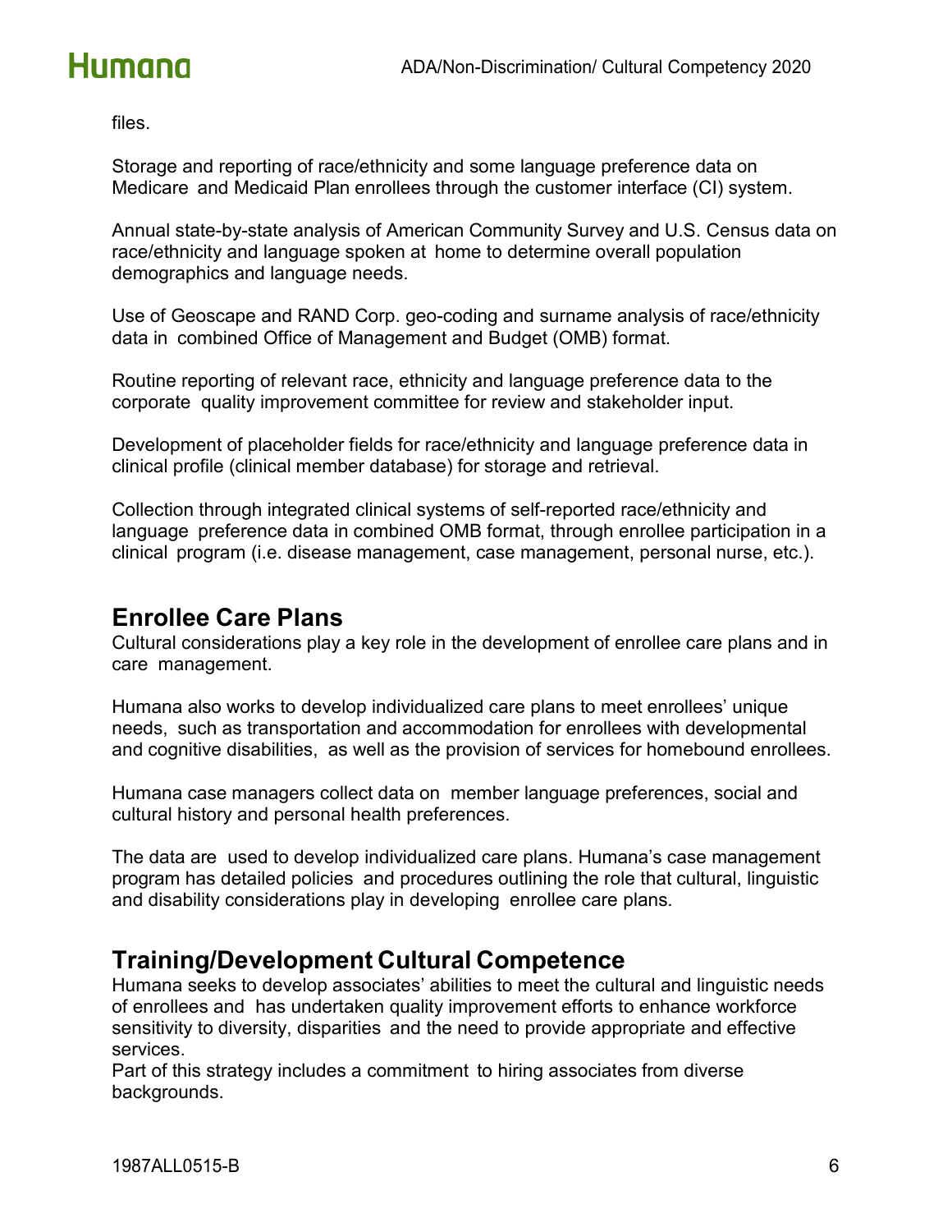files.

Storage and reporting of race/ethnicity and some language preference data on Medicare and Medicaid Plan enrollees through the customer interface (CI) system.

Annual state-by-state analysis of American Community Survey and U.S. Census data on race/ethnicity and language spoken at home to determine overall population demographics and language needs.

Use of Geoscape and RAND Corp. geo-coding and surname analysis of race/ethnicity data in combined Office of Management and Budget (OMB) format.

Routine reporting of relevant race, ethnicity and language preference data to the corporate quality improvement committee for review and stakeholder input.

Development of placeholder fields for race/ethnicity and language preference data in clinical profile (clinical member database) for storage and retrieval.

Collection through integrated clinical systems of self-reported race/ethnicity and language preference data in combined OMB format, through enrollee participation in a clinical program (i.e. disease management, case management, personal nurse, etc.).

## Enrollee Care Plans

Cultural considerations play a key role in the development of enrollee care plans and in care management.

Humana also works to develop individualized care plans to meet enrollees' unique needs, such as transportation and accommodation for enrollees with developmental and cognitive disabilities, as well as the provision of services for homebound enrollees.

Humana case managers collect data on member language preferences, social and cultural history and personal health preferences.

The data are used to develop individualized care plans. Humana's case management program has detailed policies and procedures outlining the role that cultural, linguistic and disability considerations play in developing enrollee care plans.

## Training/Development Cultural Competence

Humana seeks to develop associates' abilities to meet the cultural and linguistic needs of enrollees and has undertaken quality improvement efforts to enhance workforce sensitivity to diversity, disparities and the need to provide appropriate and effective services.
Part of this strategy includes a commitment to hiring associates from diverse backgrounds.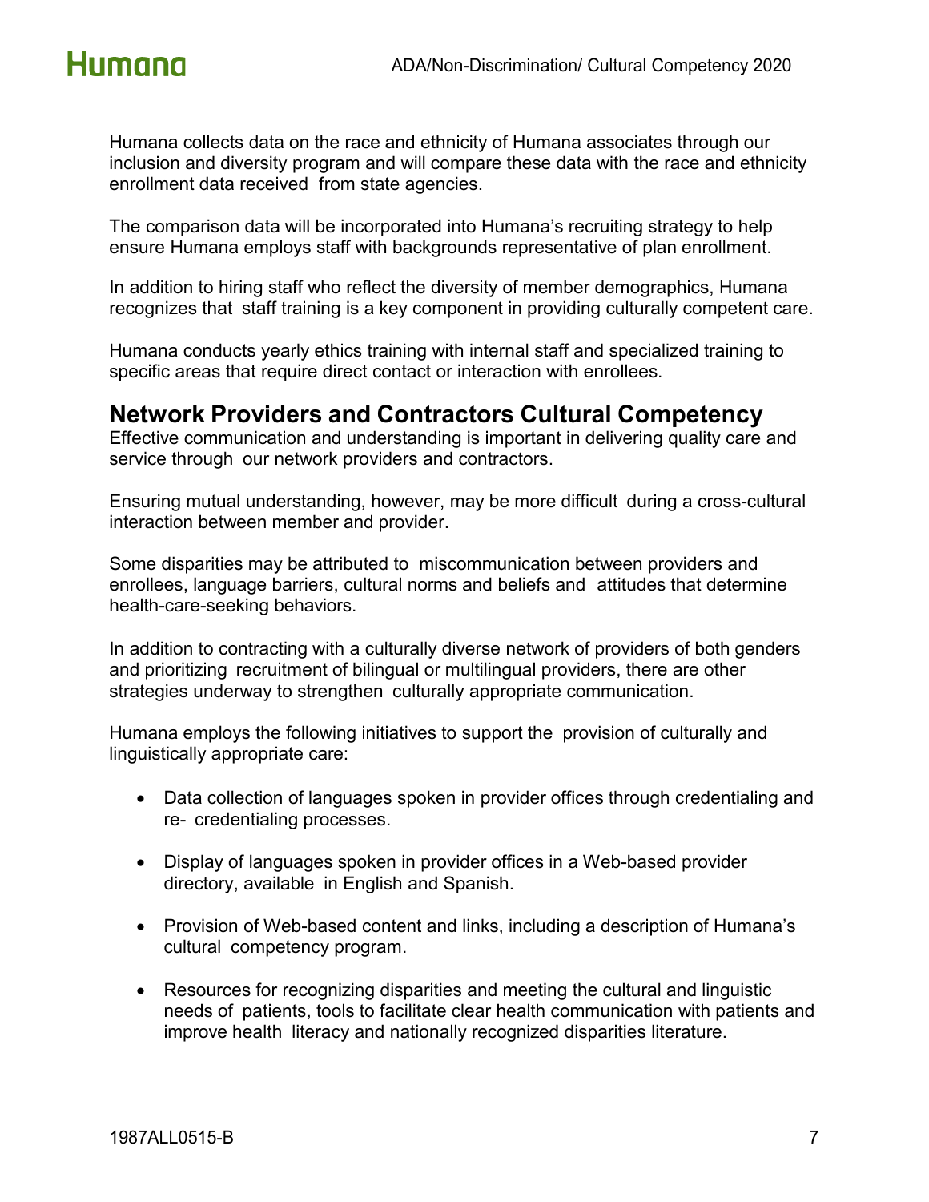Humana collects data on the race and ethnicity of Humana associates through our inclusion and diversity program and will compare these data with the race and ethnicity enrollment data received from state agencies.

The comparison data will be incorporated into Humana's recruiting strategy to help ensure Humana employs staff with backgrounds representative of plan enrollment.

In addition to hiring staff who reflect the diversity of member demographics, Humana recognizes that staff training is a key component in providing culturally competent care.

Humana conducts yearly ethics training with internal staff and specialized training to specific areas that require direct contact or interaction with enrollees.

## Network Providers and Contractors Cultural Competency

Effective communication and understanding is important in delivering quality care and service through our network providers and contractors.

Ensuring mutual understanding, however, may be more difficult during a cross-cultural interaction between member and provider.

Some disparities may be attributed to miscommunication between providers and enrollees, language barriers, cultural norms and beliefs and attitudes that determine health-care-seeking behaviors.

In addition to contracting with a culturally diverse network of providers of both genders and prioritizing recruitment of bilingual or multilingual providers, there are other strategies underway to strengthen culturally appropriate communication.

Humana employs the following initiatives to support the provision of culturally and linguistically appropriate care:

- Data collection of languages spoken in provider offices through credentialing and re- credentialing processes.
- Display of languages spoken in provider offices in a Web-based provider directory, available in English and Spanish.
- Provision of Web-based content and links, including a description of Humana's cultural competency program.
- Resources for recognizing disparities and meeting the cultural and linguistic needs of patients, tools to facilitate clear health communication with patients and improve health literacy and nationally recognized disparities literature.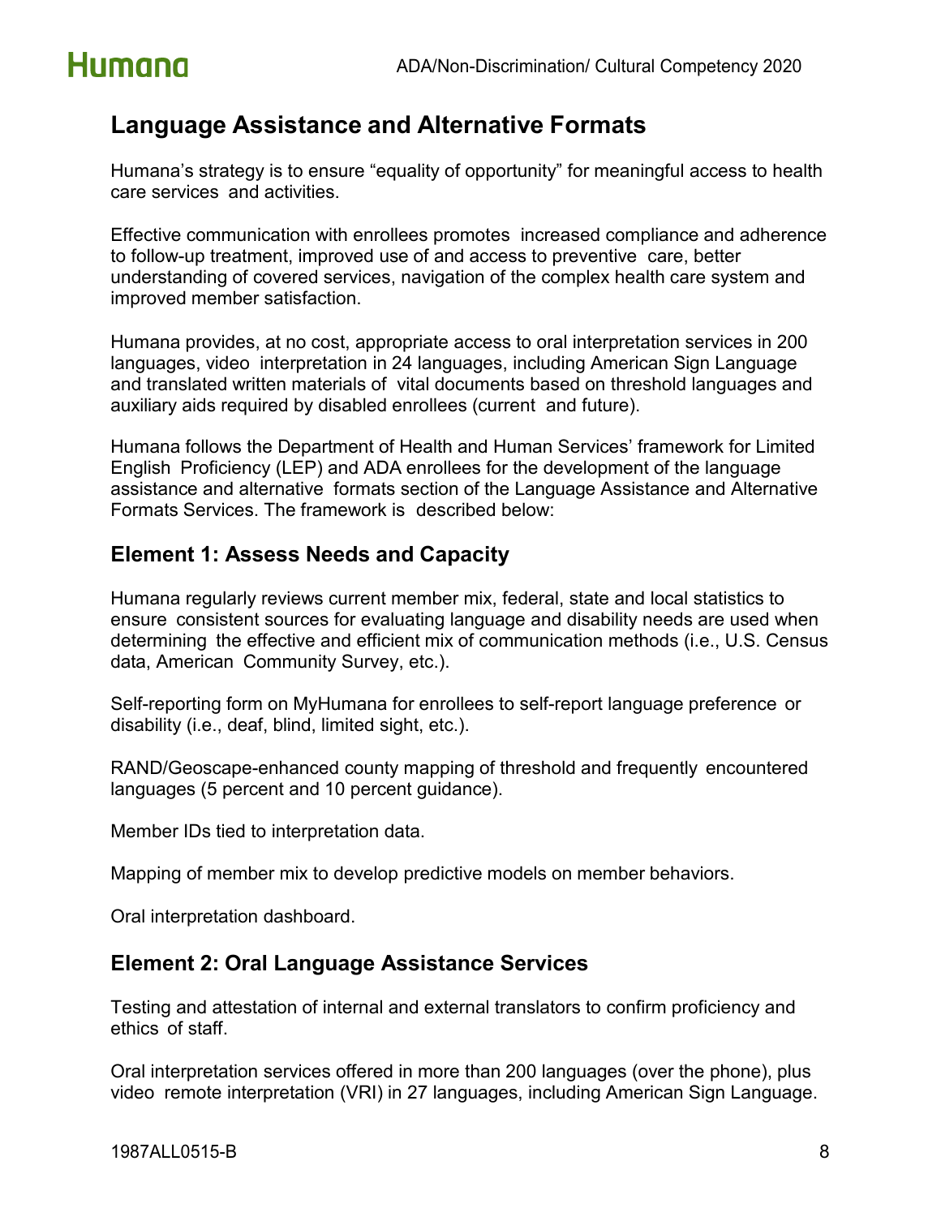## Language Assistance and Alternative Formats

Humana's strategy is to ensure "equality of opportunity" for meaningful access to health care services and activities.

Effective communication with enrollees promotes increased compliance and adherence to follow-up treatment, improved use of and access to preventive care, better understanding of covered services, navigation of the complex health care system and improved member satisfaction.

Humana provides, at no cost, appropriate access to oral interpretation services in 200 languages, video interpretation in 24 languages, including American Sign Language and translated written materials of vital documents based on threshold languages and auxiliary aids required by disabled enrollees (current and future).

Humana follows the Department of Health and Human Services' framework for Limited English Proficiency (LEP) and ADA enrollees for the development of the language assistance and alternative formats section of the Language Assistance and Alternative Formats Services. The framework is described below:

### Element 1: Assess Needs and Capacity

Humana regularly reviews current member mix, federal, state and local statistics to ensure consistent sources for evaluating language and disability needs are used when determining the effective and efficient mix of communication methods (i.e., U.S. Census data, American Community Survey, etc.).

Self-reporting form on MyHumana for enrollees to self-report language preference or disability (i.e., deaf, blind, limited sight, etc.).

RAND/Geoscape-enhanced county mapping of threshold and frequently encountered languages (5 percent and 10 percent guidance).

Member IDs tied to interpretation data.

Mapping of member mix to develop predictive models on member behaviors.

Oral interpretation dashboard.

### Element 2: Oral Language Assistance Services

Testing and attestation of internal and external translators to confirm proficiency and ethics of staff.

Oral interpretation services offered in more than 200 languages (over the phone), plus video remote interpretation (VRI) in 27 languages, including American Sign Language.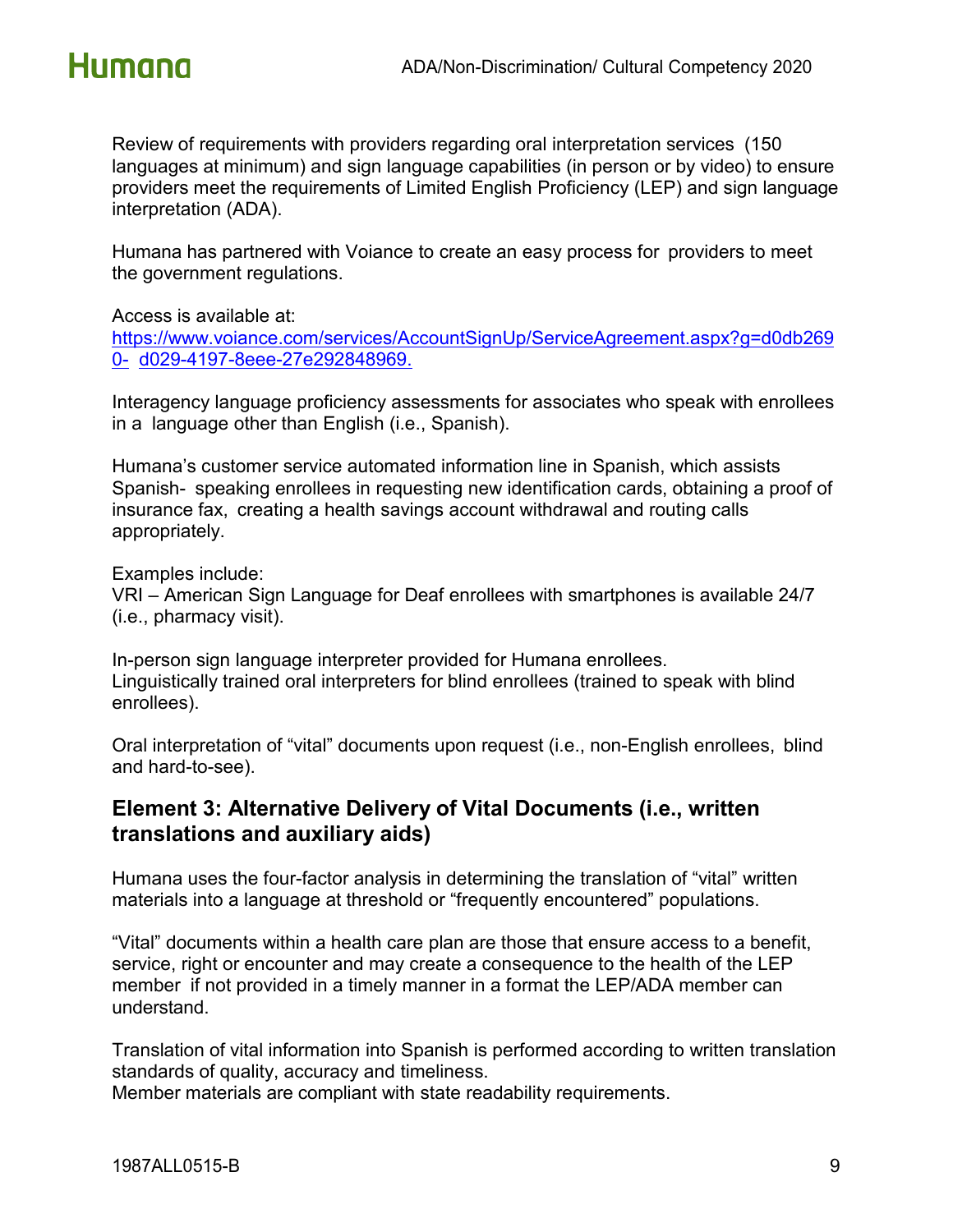Review of requirements with providers regarding oral interpretation services (150 languages at minimum) and sign language capabilities (in person or by video) to ensure providers meet the requirements of Limited English Proficiency (LEP) and sign language interpretation (ADA).

Humana has partnered with Voiance to create an easy process for providers to meet the government regulations.

Access is available at:
https://www.voiance.com/services/AccountSignUp/ServiceAgreement.aspx?g=d0db2690- d029-4197-8eee-27e292848969.

Interagency language proficiency assessments for associates who speak with enrollees in a language other than English (i.e., Spanish).

Humana's customer service automated information line in Spanish, which assists Spanish- speaking enrollees in requesting new identification cards, obtaining a proof of insurance fax, creating a health savings account withdrawal and routing calls appropriately.

Examples include:
VRI – American Sign Language for Deaf enrollees with smartphones is available 24/7 (i.e., pharmacy visit).

In-person sign language interpreter provided for Humana enrollees.
Linguistically trained oral interpreters for blind enrollees (trained to speak with blind enrollees).

Oral interpretation of "vital" documents upon request (i.e., non-English enrollees, blind and hard-to-see).

## Element 3: Alternative Delivery of Vital Documents (i.e., written translations and auxiliary aids)

Humana uses the four-factor analysis in determining the translation of "vital" written materials into a language at threshold or "frequently encountered" populations.

"Vital" documents within a health care plan are those that ensure access to a benefit, service, right or encounter and may create a consequence to the health of the LEP member if not provided in a timely manner in a format the LEP/ADA member can understand.

Translation of vital information into Spanish is performed according to written translation standards of quality, accuracy and timeliness.
Member materials are compliant with state readability requirements.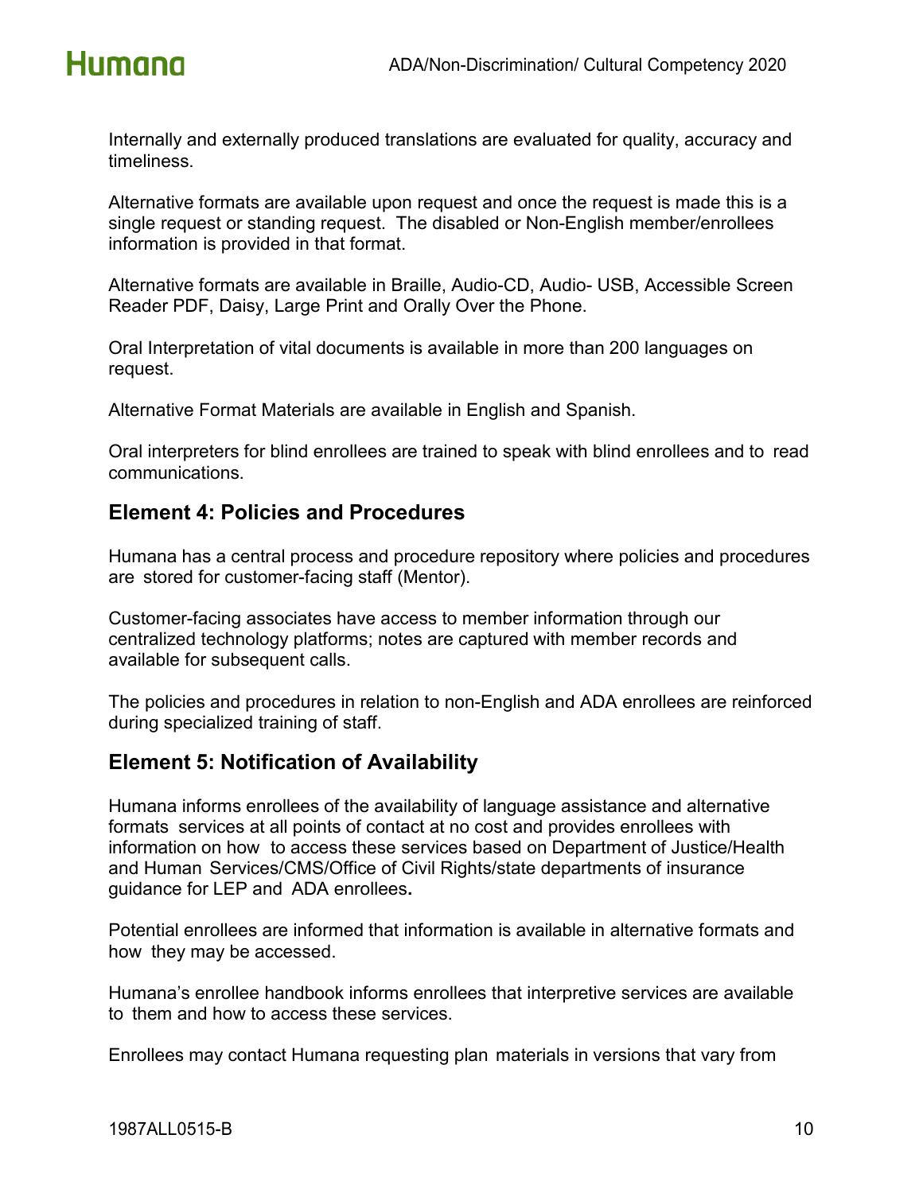Internally and externally produced translations are evaluated for quality, accuracy and timeliness.

Alternative formats are available upon request and once the request is made this is a single request or standing request. The disabled or Non-English member/enrollees information is provided in that format.

Alternative formats are available in Braille, Audio-CD, Audio- USB, Accessible Screen Reader PDF, Daisy, Large Print and Orally Over the Phone.

Oral Interpretation of vital documents is available in more than 200 languages on request.

Alternative Format Materials are available in English and Spanish.

Oral interpreters for blind enrollees are trained to speak with blind enrollees and to read communications.

## Element 4: Policies and Procedures

Humana has a central process and procedure repository where policies and procedures are stored for customer-facing staff (Mentor).

Customer-facing associates have access to member information through our centralized technology platforms; notes are captured with member records and available for subsequent calls.

The policies and procedures in relation to non-English and ADA enrollees are reinforced during specialized training of staff.

## Element 5: Notification of Availability

Humana informs enrollees of the availability of language assistance and alternative formats services at all points of contact at no cost and provides enrollees with information on how to access these services based on Department of Justice/Health and Human Services/CMS/Office of Civil Rights/state departments of insurance guidance for LEP and ADA enrollees**.**

Potential enrollees are informed that information is available in alternative formats and how they may be accessed.

Humana's enrollee handbook informs enrollees that interpretive services are available to them and how to access these services.

Enrollees may contact Humana requesting plan materials in versions that vary from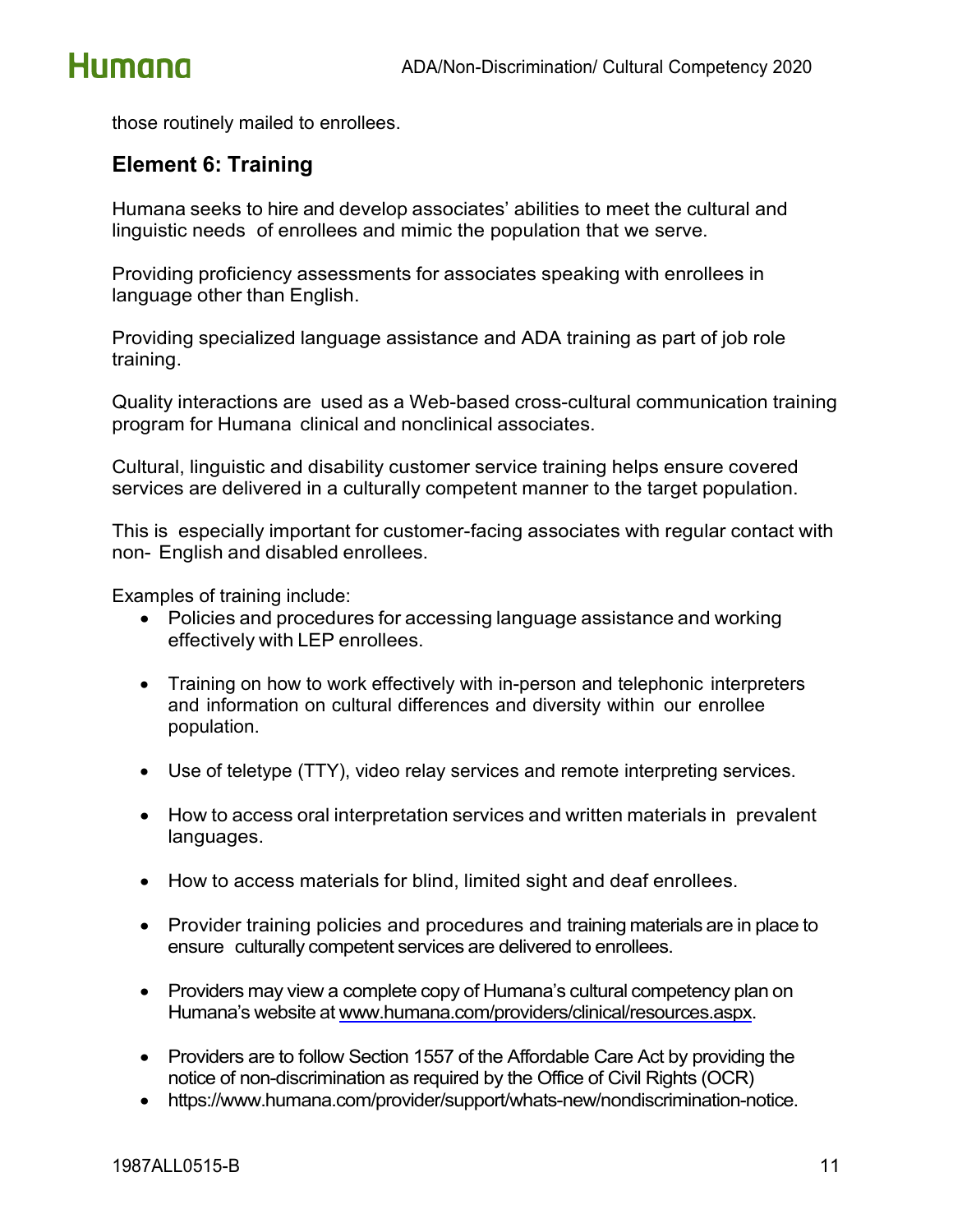those routinely mailed to enrollees.

## Element 6: Training

Humana seeks to hire and develop associates' abilities to meet the cultural and linguistic needs of enrollees and mimic the population that we serve.

Providing proficiency assessments for associates speaking with enrollees in language other than English.

Providing specialized language assistance and ADA training as part of job role training.

Quality interactions are used as a Web-based cross-cultural communication training program for Humana clinical and nonclinical associates.

Cultural, linguistic and disability customer service training helps ensure covered services are delivered in a culturally competent manner to the target population.

This is especially important for customer-facing associates with regular contact with non- English and disabled enrollees.

Examples of training include:

- Policies and procedures for accessing language assistance and working effectively with LEP enrollees.
- Training on how to work effectively with in-person and telephonic interpreters and information on cultural differences and diversity within our enrollee population.
- Use of teletype (TTY), video relay services and remote interpreting services.
- How to access oral interpretation services and written materials in prevalent languages.
- How to access materials for blind, limited sight and deaf enrollees.
- Provider training policies and procedures and training materials are in place to ensure culturally competent services are delivered to enrollees.
- Providers may view a complete copy of Humana's cultural competency plan on Humana's website at www.humana.com/providers/clinical/resources.aspx.
- Providers are to follow Section 1557 of the Affordable Care Act by providing the notice of non-discrimination as required by the Office of Civil Rights (OCR)
- https://www.humana.com/provider/support/whats-new/nondiscrimination-notice.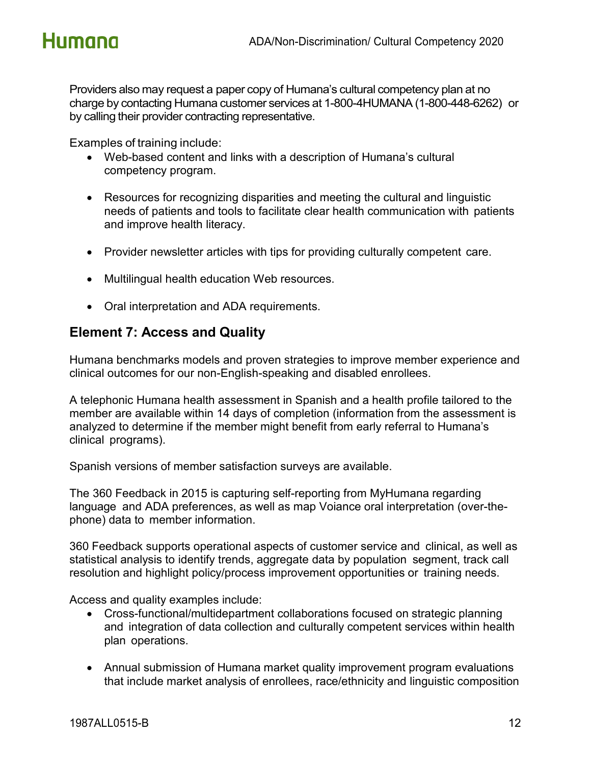Providers also may request a paper copy of Humana's cultural competency plan at no charge by contacting Humana customer services at 1-800-4HUMANA (1-800-448-6262) or by calling their provider contracting representative.

Examples of training include:

- Web-based content and links with a description of Humana's cultural competency program.
- Resources for recognizing disparities and meeting the cultural and linguistic needs of patients and tools to facilitate clear health communication with patients and improve health literacy.
- Provider newsletter articles with tips for providing culturally competent care.
- Multilingual health education Web resources.
- Oral interpretation and ADA requirements.

## Element 7: Access and Quality

Humana benchmarks models and proven strategies to improve member experience and clinical outcomes for our non-English-speaking and disabled enrollees.

A telephonic Humana health assessment in Spanish and a health profile tailored to the member are available within 14 days of completion (information from the assessment is analyzed to determine if the member might benefit from early referral to Humana's clinical programs).

Spanish versions of member satisfaction surveys are available.

The 360 Feedback in 2015 is capturing self-reporting from MyHumana regarding language and ADA preferences, as well as map Voiance oral interpretation (over-the-phone) data to member information.

360 Feedback supports operational aspects of customer service and clinical, as well as statistical analysis to identify trends, aggregate data by population segment, track call resolution and highlight policy/process improvement opportunities or training needs.

Access and quality examples include:

- Cross-functional/multidepartment collaborations focused on strategic planning and integration of data collection and culturally competent services within health plan operations.
- Annual submission of Humana market quality improvement program evaluations that include market analysis of enrollees, race/ethnicity and linguistic composition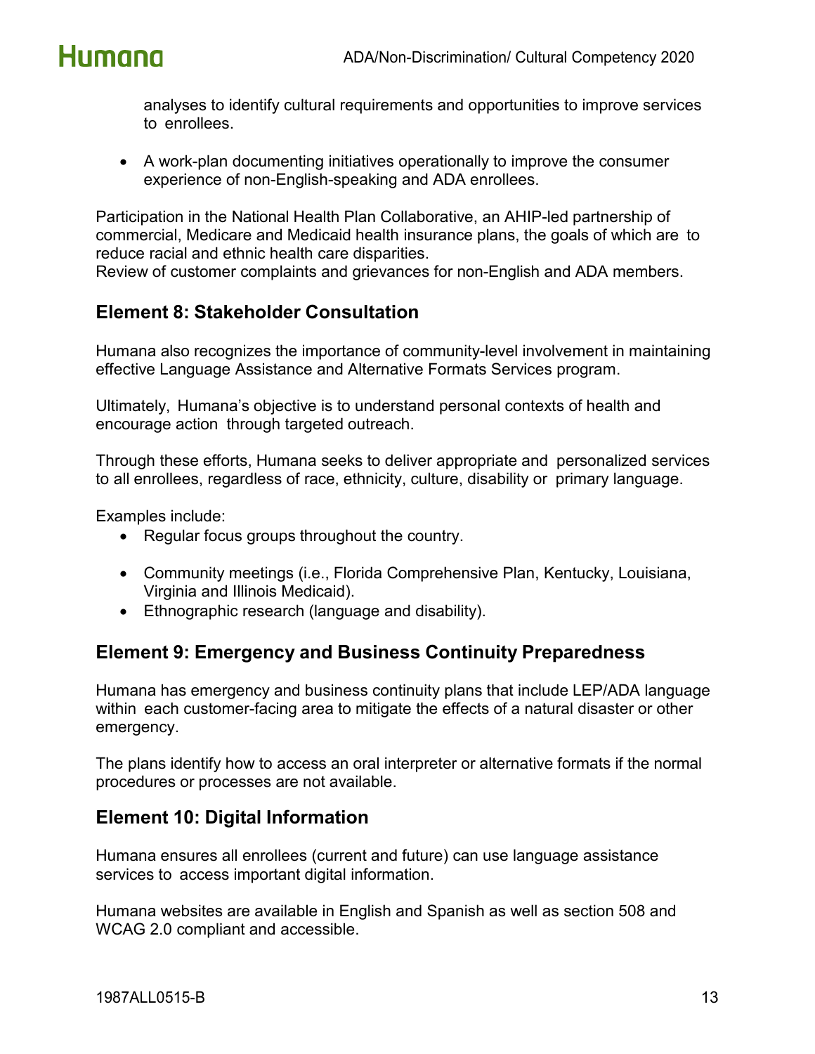analyses to identify cultural requirements and opportunities to improve services to enrollees.

- A work-plan documenting initiatives operationally to improve the consumer experience of non-English-speaking and ADA enrollees.

Participation in the National Health Plan Collaborative, an AHIP-led partnership of commercial, Medicare and Medicaid health insurance plans, the goals of which are to reduce racial and ethnic health care disparities.
Review of customer complaints and grievances for non-English and ADA members.

## Element 8: Stakeholder Consultation

Humana also recognizes the importance of community-level involvement in maintaining effective Language Assistance and Alternative Formats Services program.

Ultimately, Humana's objective is to understand personal contexts of health and encourage action through targeted outreach.

Through these efforts, Humana seeks to deliver appropriate and personalized services to all enrollees, regardless of race, ethnicity, culture, disability or primary language.

Examples include:

- Regular focus groups throughout the country.
- Community meetings (i.e., Florida Comprehensive Plan, Kentucky, Louisiana, Virginia and Illinois Medicaid).
- Ethnographic research (language and disability).

## Element 9: Emergency and Business Continuity Preparedness

Humana has emergency and business continuity plans that include LEP/ADA language within each customer-facing area to mitigate the effects of a natural disaster or other emergency.

The plans identify how to access an oral interpreter or alternative formats if the normal procedures or processes are not available.

## Element 10: Digital Information

Humana ensures all enrollees (current and future) can use language assistance services to access important digital information.

Humana websites are available in English and Spanish as well as section 508 and WCAG 2.0 compliant and accessible.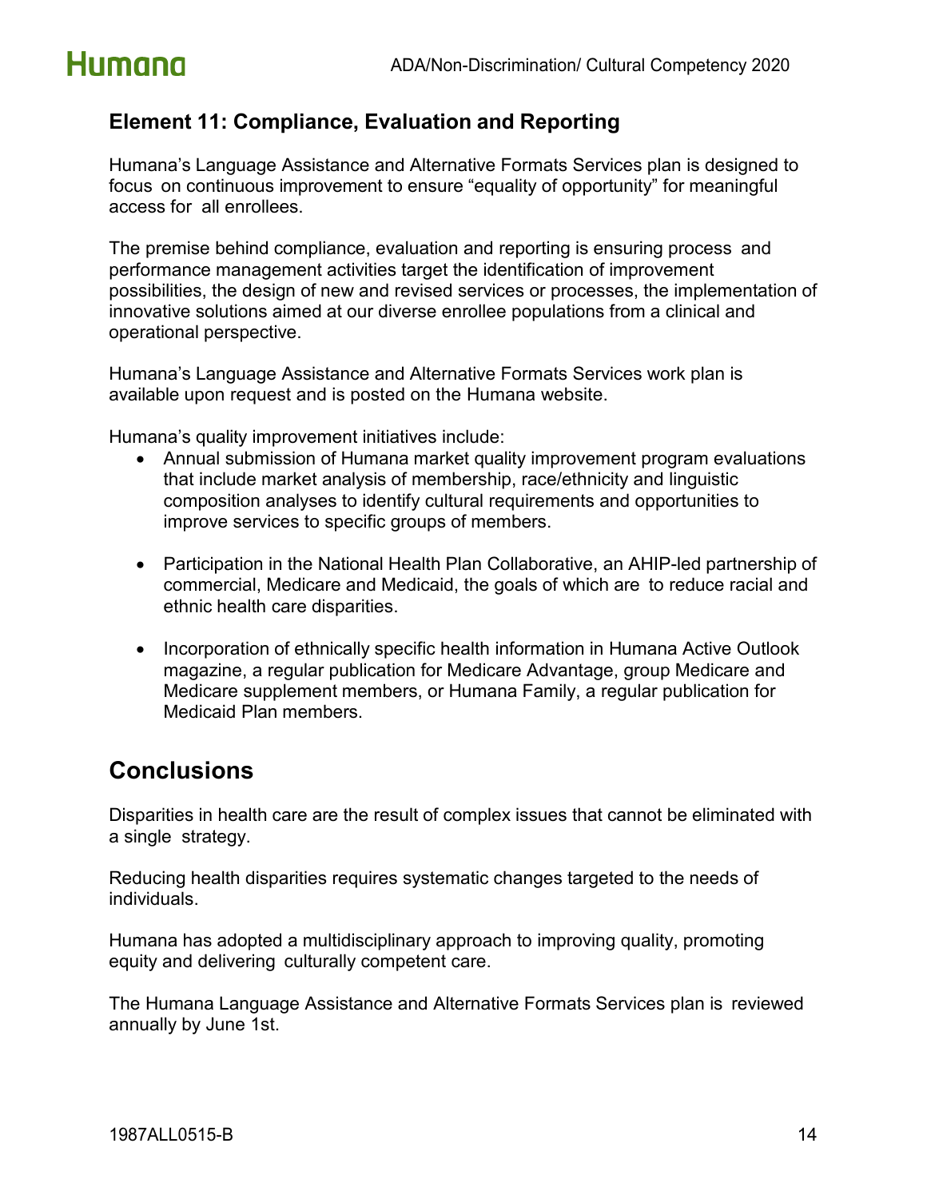## Element 11: Compliance, Evaluation and Reporting

Humana's Language Assistance and Alternative Formats Services plan is designed to focus on continuous improvement to ensure "equality of opportunity" for meaningful access for all enrollees.

The premise behind compliance, evaluation and reporting is ensuring process and performance management activities target the identification of improvement possibilities, the design of new and revised services or processes, the implementation of innovative solutions aimed at our diverse enrollee populations from a clinical and operational perspective.

Humana's Language Assistance and Alternative Formats Services work plan is available upon request and is posted on the Humana website.

Humana's quality improvement initiatives include:

- Annual submission of Humana market quality improvement program evaluations that include market analysis of membership, race/ethnicity and linguistic composition analyses to identify cultural requirements and opportunities to improve services to specific groups of members.
- Participation in the National Health Plan Collaborative, an AHIP-led partnership of commercial, Medicare and Medicaid, the goals of which are to reduce racial and ethnic health care disparities.
- Incorporation of ethnically specific health information in Humana Active Outlook magazine, a regular publication for Medicare Advantage, group Medicare and Medicare supplement members, or Humana Family, a regular publication for Medicaid Plan members.

# Conclusions

Disparities in health care are the result of complex issues that cannot be eliminated with a single strategy.

Reducing health disparities requires systematic changes targeted to the needs of individuals.

Humana has adopted a multidisciplinary approach to improving quality, promoting equity and delivering culturally competent care.

The Humana Language Assistance and Alternative Formats Services plan is reviewed annually by June 1st.

1987ALL0515-B